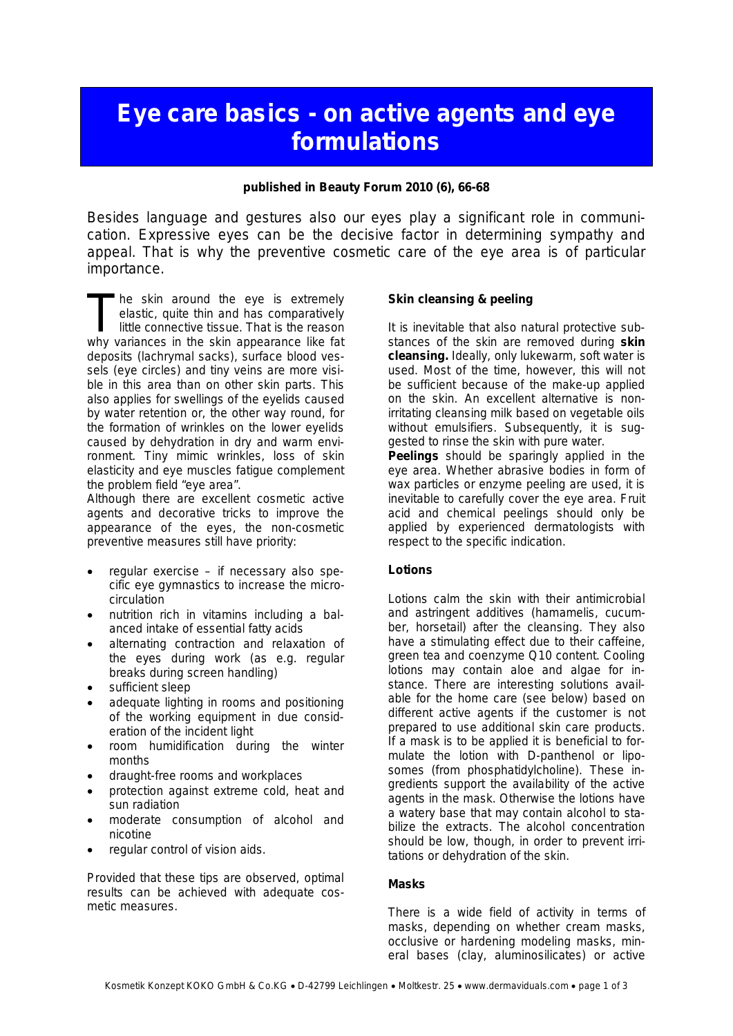# Eye care basics - on active agents and eye formulations

**published in Beauty Forum 2010 (6), 66-68**

Besides language and gestures also our eyes play a significant role in communication. Expressive eyes can be the decisive factor in determining sympathy and appeal. That is why the preventive cosmetic care of the eye area is of particular importance.

The skin around the eye is extremely elastic, quite thin and has comparatively little connective tissue. That is the reason why variances in the skin appearance like fat deposits (lachrymal sacks), surface blood vessels (eye circles) and tiny veins are more visible in this area than on other skin parts. This also applies for swellings of the eyelids caused by water retention or, the other way round, for the formation of wrinkles on the lower eyelids caused by dehydration in dry and warm environment. Tiny mimic wrinkles, loss of skin elasticity and eye muscles fatigue complement the problem field "eye area".

Although there are excellent cosmetic active agents and decorative tricks to improve the appearance of the eyes, the non-cosmetic preventive measures still have priority:

- regular exercise – if necessary also specific eye gymnastics to increase the microcirculation
- nutrition rich in vitamins including a balanced intake of essential fatty acids
- alternating contraction and relaxation of the eyes during work (as e.g. regular breaks during screen handling)
- sufficient sleep
- adequate lighting in rooms and positioning of the working equipment in due consideration of the incident light
- room humidification during the winter months
- draught-free rooms and workplaces
- protection against extreme cold, heat and sun radiation
- moderate consumption of alcohol and nicotine
- regular control of vision aids.

Provided that these tips are observed, optimal results can be achieved with adequate cosmetic measures.

**Skin cleansing & peeling**

It is inevitable that also natural protective substances of the skin are removed during **skin cleansing.** Ideally, only lukewarm, soft water is used. Most of the time, however, this will not be sufficient because of the make-up applied on the skin. An excellent alternative is non-irritating cleansing milk based on vegetable oils without emulsifiers. Subsequently, it is suggested to rinse the skin with pure water.

**Peelings** should be sparingly applied in the eye area. Whether abrasive bodies in form of wax particles or enzyme peeling are used, it is inevitable to carefully cover the eye area. Fruit acid and chemical peelings should only be applied by experienced dermatologists with respect to the specific indication.

**Lotions**

Lotions calm the skin with their antimicrobial and astringent additives (hamamelis, cucumber, horsetail) after the cleansing. They also have a stimulating effect due to their caffeine, green tea and coenzyme Q10 content. Cooling lotions may contain aloe and algae for instance. There are interesting solutions available for the home care (see below) based on different active agents if the customer is not prepared to use additional skin care products. If a mask is to be applied it is beneficial to formulate the lotion with D-panthenol or liposomes (from phosphatidylcholine). These ingredients support the availability of the active agents in the mask. Otherwise the lotions have a watery base that may contain alcohol to stabilize the extracts. The alcohol concentration should be low, though, in order to prevent irritations or dehydration of the skin.

**Masks**

There is a wide field of activity in terms of masks, depending on whether cream masks, occlusive or hardening modeling masks, mineral bases (clay, aluminosilicates) or active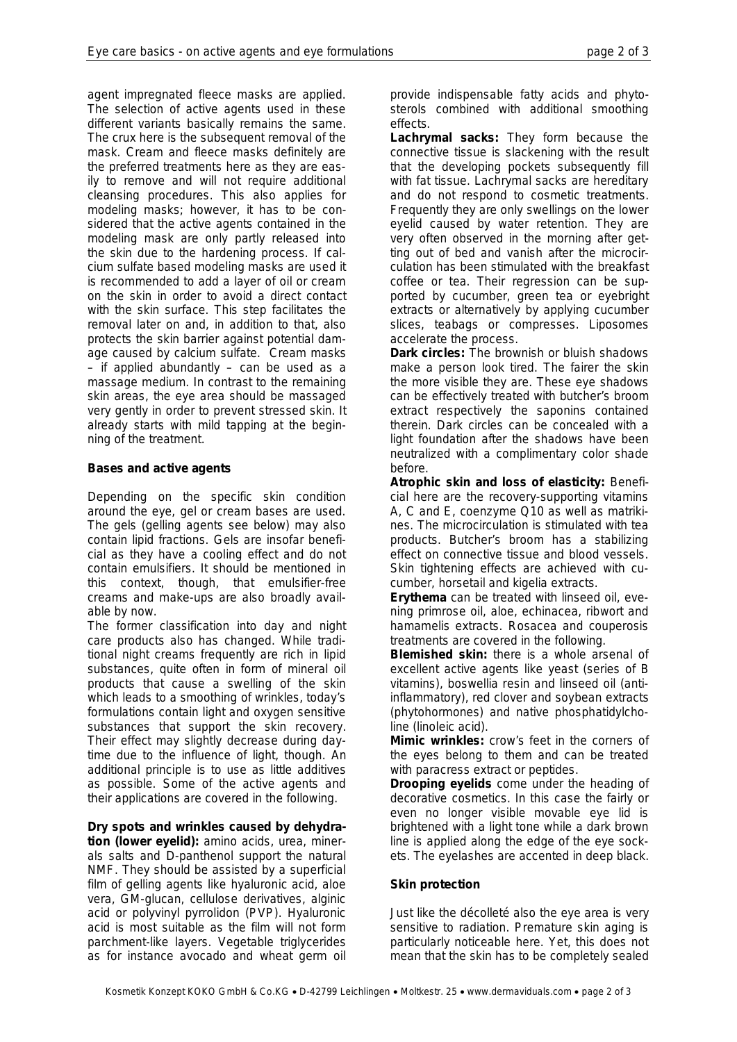agent impregnated fleece masks are applied. The selection of active agents used in these different variants basically remains the same. The crux here is the subsequent removal of the mask. Cream and fleece masks definitely are the preferred treatments here as they are easily to remove and will not require additional cleansing procedures. This also applies for modeling masks; however, it has to be considered that the active agents contained in the modeling mask are only partly released into the skin due to the hardening process. If calcium sulfate based modeling masks are used it is recommended to add a layer of oil or cream on the skin in order to avoid a direct contact with the skin surface. This step facilitates the removal later on and, in addition to that, also protects the skin barrier against potential damage caused by calcium sulfate. Cream masks – if applied abundantly – can be used as a massage medium. In contrast to the remaining skin areas, the eye area should be massaged very gently in order to prevent stressed skin. It already starts with mild tapping at the beginning of the treatment.

**Bases and active agents**

Depending on the specific skin condition around the eye, gel or cream bases are used. The gels (gelling agents see below) may also contain lipid fractions. Gels are insofar beneficial as they have a cooling effect and do not contain emulsifiers. It should be mentioned in this context, though, that emulsifier-free creams and make-ups are also broadly available by now.

The former classification into day and night care products also has changed. While traditional night creams frequently are rich in lipid substances, quite often in form of mineral oil products that cause a swelling of the skin which leads to a smoothing of wrinkles, today's formulations contain light and oxygen sensitive substances that support the skin recovery. Their effect may slightly decrease during daytime due to the influence of light, though. An additional principle is to use as little additives as possible. Some of the active agents and their applications are covered in the following.

**Dry spots and wrinkles caused by dehydration (lower eyelid):** amino acids, urea, minerals salts and D-panthenol support the natural NMF. They should be assisted by a superficial film of gelling agents like hyaluronic acid, aloe vera, GM-glucan, cellulose derivatives, alginic acid or polyvinyl pyrrolidon (PVP). Hyaluronic acid is most suitable as the film will not form parchment-like layers. Vegetable triglycerides as for instance avocado and wheat germ oil provide indispensable fatty acids and phytosterols combined with additional smoothing effects.

**Lachrymal sacks:** They form because the connective tissue is slackening with the result that the developing pockets subsequently fill with fat tissue. Lachrymal sacks are hereditary and do not respond to cosmetic treatments. Frequently they are only swellings on the lower eyelid caused by water retention. They are very often observed in the morning after getting out of bed and vanish after the microcirculation has been stimulated with the breakfast coffee or tea. Their regression can be supported by cucumber, green tea or eyebright extracts or alternatively by applying cucumber slices, teabags or compresses. Liposomes accelerate the process.

**Dark circles:** The brownish or bluish shadows make a person look tired. The fairer the skin the more visible they are. These eye shadows can be effectively treated with butcher's broom extract respectively the saponins contained therein. Dark circles can be concealed with a light foundation after the shadows have been neutralized with a complimentary color shade before.

**Atrophic skin and loss of elasticity:** Beneficial here are the recovery-supporting vitamins A, C and E, coenzyme Q10 as well as matrikines. The microcirculation is stimulated with tea products. Butcher's broom has a stabilizing effect on connective tissue and blood vessels. Skin tightening effects are achieved with cucumber, horsetail and kigelia extracts.

**Erythema** can be treated with linseed oil, evening primrose oil, aloe, echinacea, ribwort and hamamelis extracts. Rosacea and couperosis treatments are covered in the following.

**Blemished skin:** there is a whole arsenal of excellent active agents like yeast (series of B vitamins), boswellia resin and linseed oil (anti-inflammatory), red clover and soybean extracts (phytohormones) and native phosphatidylcholine (linoleic acid).

**Mimic wrinkles:** crow's feet in the corners of the eyes belong to them and can be treated with paracress extract or peptides.

**Drooping eyelids** come under the heading of decorative cosmetics. In this case the fairly or even no longer visible movable eye lid is brightened with a light tone while a dark brown line is applied along the edge of the eye sockets. The eyelashes are accented in deep black.

**Skin protection**

Just like the décolleté also the eye area is very sensitive to radiation. Premature skin aging is particularly noticeable here. Yet, this does not mean that the skin has to be completely sealed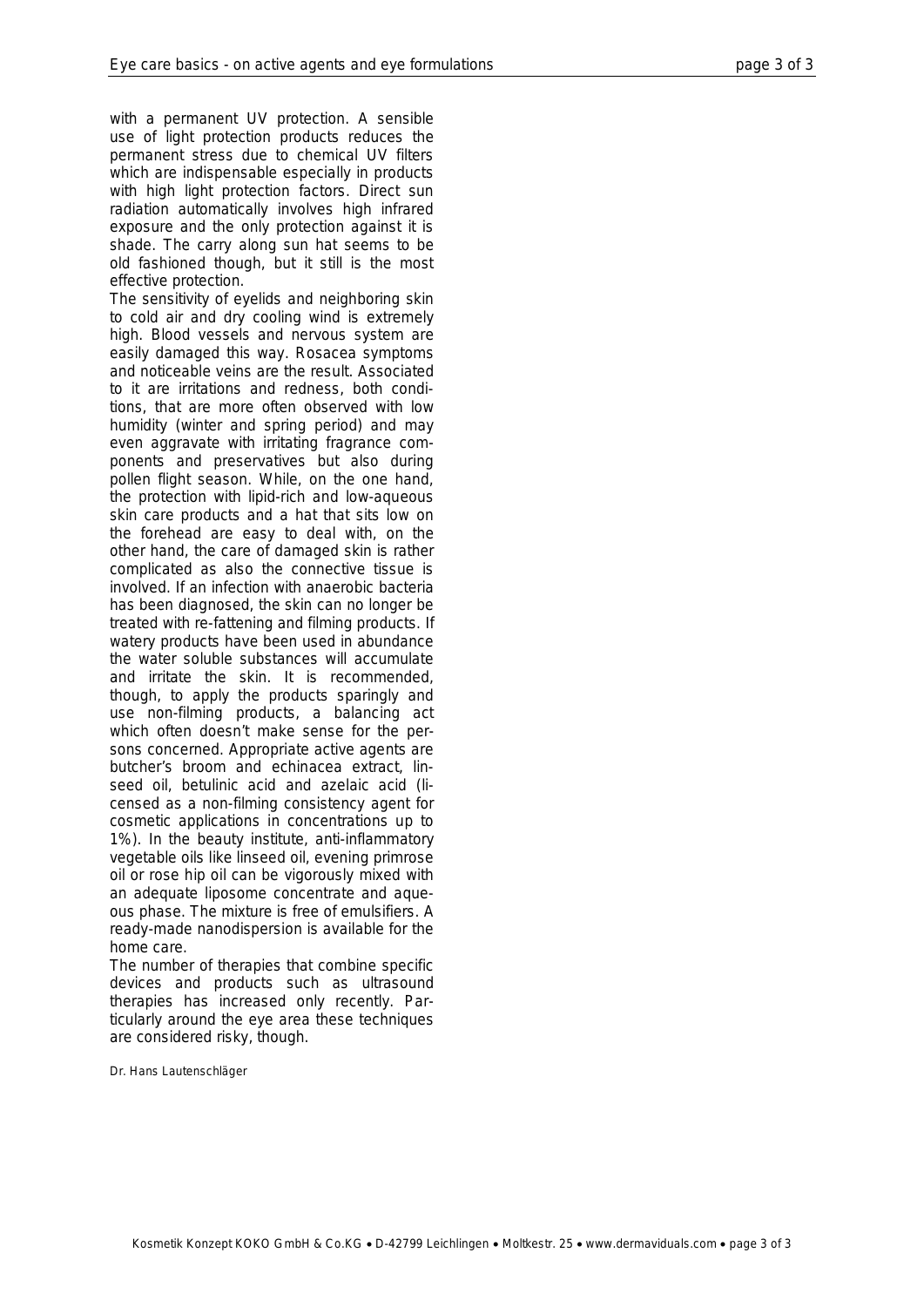with a permanent UV protection. A sensible use of light protection products reduces the permanent stress due to chemical UV filters which are indispensable especially in products with high light protection factors. Direct sun radiation automatically involves high infrared exposure and the only protection against it is shade. The carry along sun hat seems to be old fashioned though, but it still is the most effective protection.

The sensitivity of eyelids and neighboring skin to cold air and dry cooling wind is extremely high. Blood vessels and nervous system are easily damaged this way. Rosacea symptoms and noticeable veins are the result. Associated to it are irritations and redness, both conditions, that are more often observed with low humidity (winter and spring period) and may even aggravate with irritating fragrance components and preservatives but also during pollen flight season. While, on the one hand, the protection with lipid-rich and low-aqueous skin care products and a hat that sits low on the forehead are easy to deal with, on the other hand, the care of damaged skin is rather complicated as also the connective tissue is involved. If an infection with anaerobic bacteria has been diagnosed, the skin can no longer be treated with re-fattening and filming products. If watery products have been used in abundance the water soluble substances will accumulate and irritate the skin. It is recommended, though, to apply the products sparingly and use non-filming products, a balancing act which often doesn't make sense for the persons concerned. Appropriate active agents are butcher's broom and echinacea extract, linseed oil, betulinic acid and azelaic acid (licensed as a non-filming consistency agent for cosmetic applications in concentrations up to 1%). In the beauty institute, anti-inflammatory vegetable oils like linseed oil, evening primrose oil or rose hip oil can be vigorously mixed with an adequate liposome concentrate and aqueous phase. The mixture is free of emulsifiers. A ready-made nanodispersion is available for the home care.

The number of therapies that combine specific devices and products such as ultrasound therapies has increased only recently. Particularly around the eye area these techniques are considered risky, though.

Dr. Hans Lautenschläger